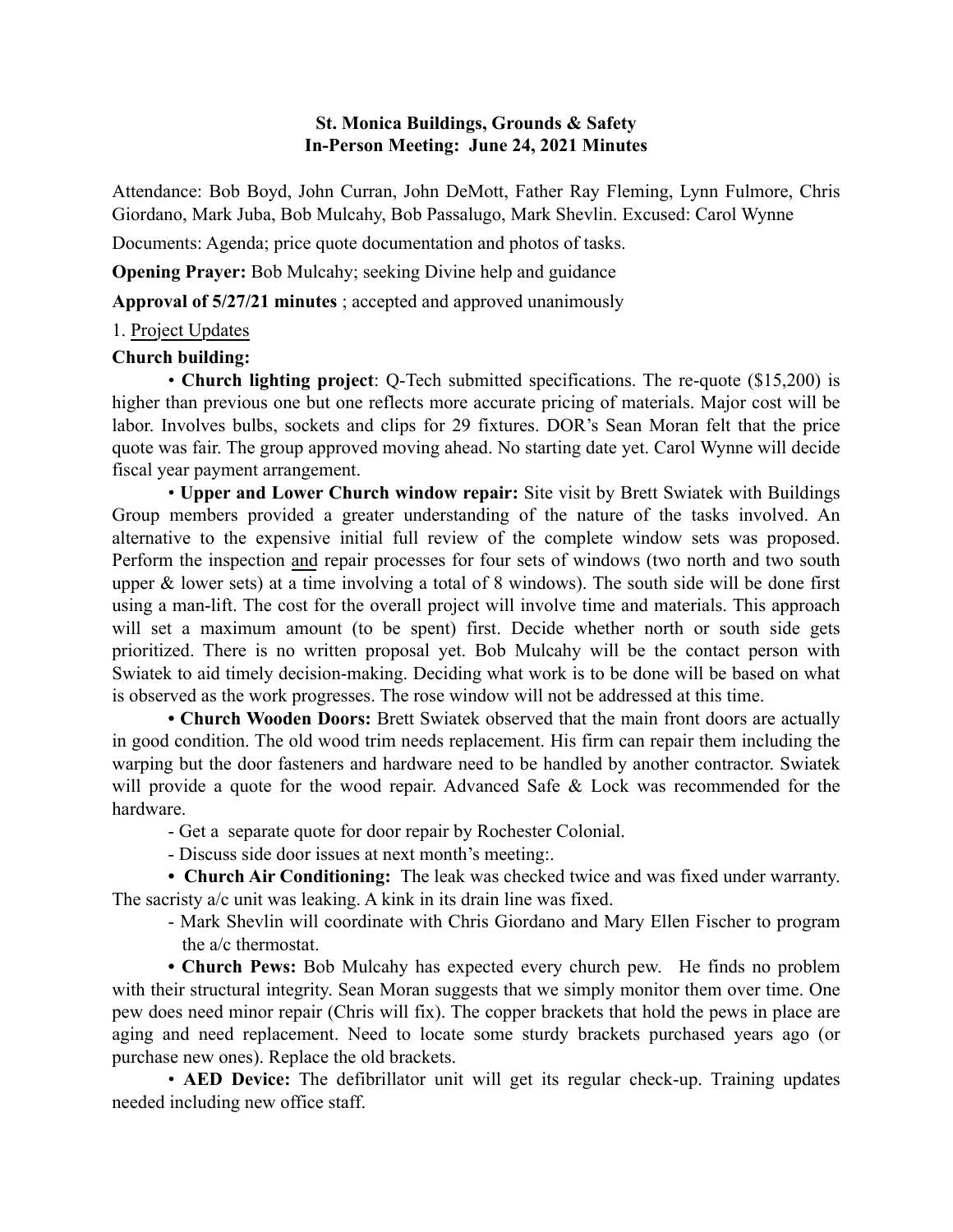**St. Monica Buildings, Grounds & Safety**
**In-Person Meeting: June 24, 2021 Minutes**

Attendance: Bob Boyd, John Curran, John DeMott, Father Ray Fleming, Lynn Fulmore, Chris Giordano, Mark Juba, Bob Mulcahy, Bob Passalugo, Mark Shevlin. Excused: Carol Wynne

Documents: Agenda; price quote documentation and photos of tasks.

**Opening Prayer:** Bob Mulcahy; seeking Divine help and guidance

**Approval of 5/27/21 minutes** ; accepted and approved unanimously

1. Project Updates

**Church building:**

• **Church lighting project**: Q-Tech submitted specifications. The re-quote ($15,200) is higher than previous one but one reflects more accurate pricing of materials. Major cost will be labor. Involves bulbs, sockets and clips for 29 fixtures. DOR's Sean Moran felt that the price quote was fair. The group approved moving ahead. No starting date yet. Carol Wynne will decide fiscal year payment arrangement.

• **Upper and Lower Church window repair:** Site visit by Brett Swiatek with Buildings Group members provided a greater understanding of the nature of the tasks involved. An alternative to the expensive initial full review of the complete window sets was proposed. Perform the inspection and repair processes for four sets of windows (two north and two south upper & lower sets) at a time involving a total of 8 windows). The south side will be done first using a man-lift. The cost for the overall project will involve time and materials. This approach will set a maximum amount (to be spent) first. Decide whether north or south side gets prioritized. There is no written proposal yet. Bob Mulcahy will be the contact person with Swiatek to aid timely decision-making. Deciding what work is to be done will be based on what is observed as the work progresses. The rose window will not be addressed at this time.

• **Church Wooden Doors:** Brett Swiatek observed that the main front doors are actually in good condition. The old wood trim needs replacement. His firm can repair them including the warping but the door fasteners and hardware need to be handled by another contractor. Swiatek will provide a quote for the wood repair. Advanced Safe & Lock was recommended for the hardware.

- Get a separate quote for door repair by Rochester Colonial.
- Discuss side door issues at next month's meeting:.

• **Church Air Conditioning:** The leak was checked twice and was fixed under warranty. The sacristy a/c unit was leaking. A kink in its drain line was fixed.

- Mark Shevlin will coordinate with Chris Giordano and Mary Ellen Fischer to program the a/c thermostat.

• **Church Pews:** Bob Mulcahy has expected every church pew. He finds no problem with their structural integrity. Sean Moran suggests that we simply monitor them over time. One pew does need minor repair (Chris will fix). The copper brackets that hold the pews in place are aging and need replacement. Need to locate some sturdy brackets purchased years ago (or purchase new ones). Replace the old brackets.

• **AED Device:** The defibrillator unit will get its regular check-up. Training updates needed including new office staff.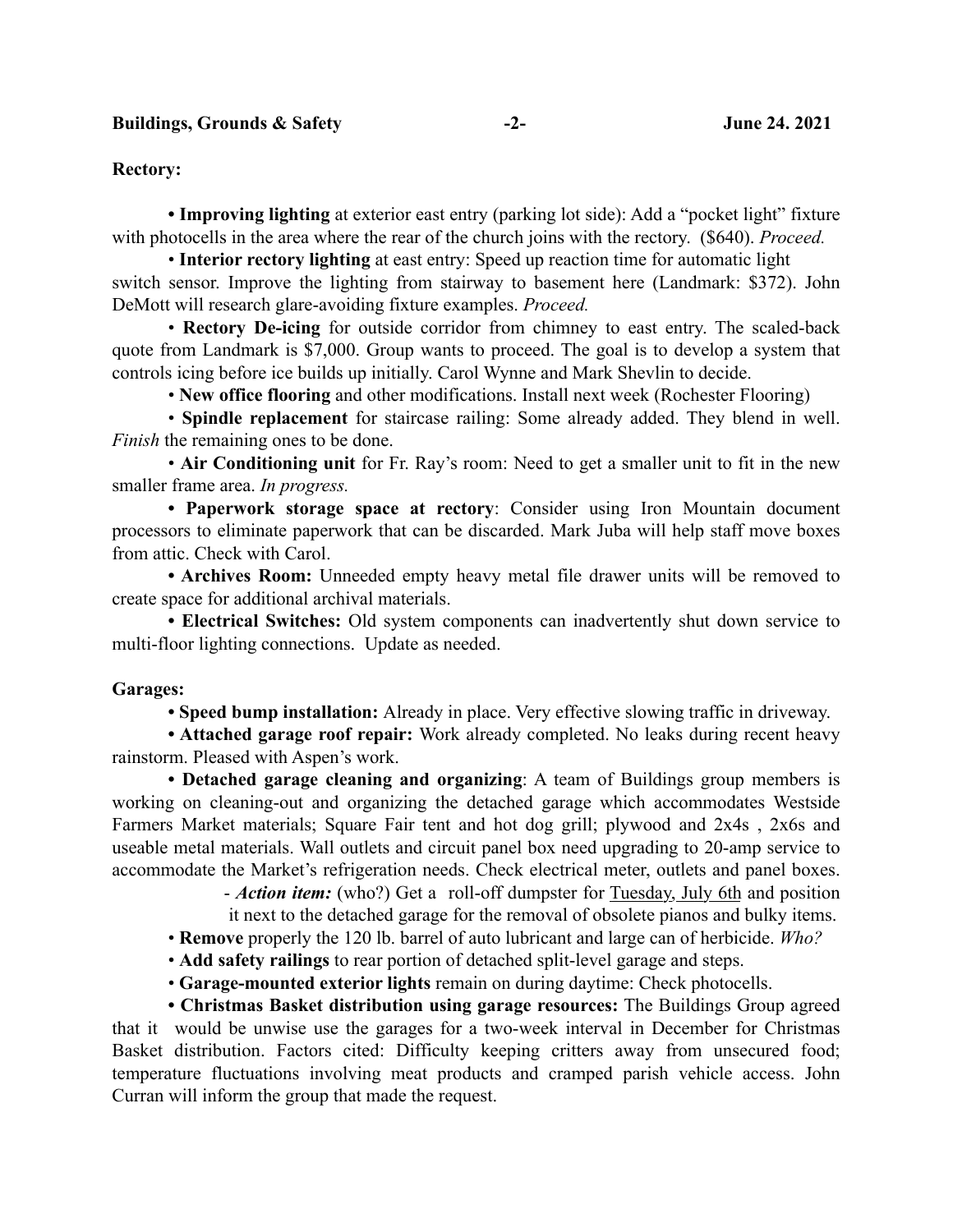**Rectory:**

**• Improving lighting** at exterior east entry (parking lot side): Add a "pocket light" fixture with photocells in the area where the rear of the church joins with the rectory. ($640). *Proceed.*

• **Interior rectory lighting** at east entry: Speed up reaction time for automatic light switch sensor. Improve the lighting from stairway to basement here (Landmark: $372). John DeMott will research glare-avoiding fixture examples. *Proceed.*

• **Rectory De-icing** for outside corridor from chimney to east entry. The scaled-back quote from Landmark is $7,000. Group wants to proceed. The goal is to develop a system that controls icing before ice builds up initially. Carol Wynne and Mark Shevlin to decide.

• **New office flooring** and other modifications. Install next week (Rochester Flooring)

• **Spindle replacement** for staircase railing: Some already added. They blend in well. *Finish* the remaining ones to be done.

• **Air Conditioning unit** for Fr. Ray's room: Need to get a smaller unit to fit in the new smaller frame area. *In progress.*

**• Paperwork storage space at rectory**: Consider using Iron Mountain document processors to eliminate paperwork that can be discarded. Mark Juba will help staff move boxes from attic. Check with Carol.

**• Archives Room:** Unneeded empty heavy metal file drawer units will be removed to create space for additional archival materials.

**• Electrical Switches:** Old system components can inadvertently shut down service to multi-floor lighting connections. Update as needed.

**Garages:**

**• Speed bump installation:** Already in place. Very effective slowing traffic in driveway.

**• Attached garage roof repair:** Work already completed. No leaks during recent heavy rainstorm. Pleased with Aspen's work.

**• Detached garage cleaning and organizing**: A team of Buildings group members is working on cleaning-out and organizing the detached garage which accommodates Westside Farmers Market materials; Square Fair tent and hot dog grill; plywood and 2x4s , 2x6s and useable metal materials. Wall outlets and circuit panel box need upgrading to 20-amp service to accommodate the Market's refrigeration needs. Check electrical meter, outlets and panel boxes.

- ***Action item:*** (who?) Get a roll-off dumpster for <u>Tuesday, July 6th</u> and position it next to the detached garage for the removal of obsolete pianos and bulky items.

• **Remove** properly the 120 lb. barrel of auto lubricant and large can of herbicide. *Who?*

• **Add safety railings** to rear portion of detached split-level garage and steps.

• **Garage-mounted exterior lights** remain on during daytime: Check photocells.

**• Christmas Basket distribution using garage resources:** The Buildings Group agreed that it would be unwise use the garages for a two-week interval in December for Christmas Basket distribution. Factors cited: Difficulty keeping critters away from unsecured food; temperature fluctuations involving meat products and cramped parish vehicle access. John Curran will inform the group that made the request.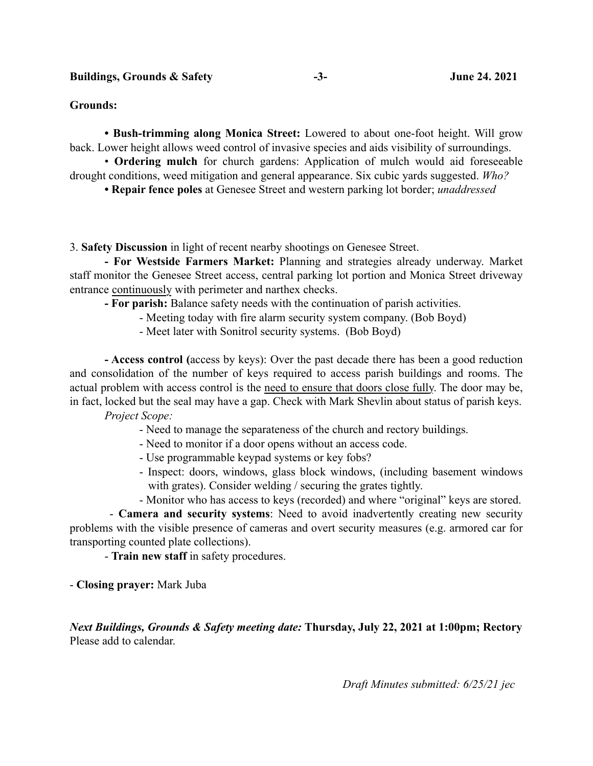**Grounds:**

**• Bush-trimming along Monica Street:** Lowered to about one-foot height. Will grow back. Lower height allows weed control of invasive species and aids visibility of surroundings.

• **Ordering mulch** for church gardens: Application of mulch would aid foreseeable drought conditions, weed mitigation and general appearance. Six cubic yards suggested. *Who?*

**• Repair fence poles** at Genesee Street and western parking lot border; *unaddressed*

3. **Safety Discussion** in light of recent nearby shootings on Genesee Street.

**- For Westside Farmers Market:** Planning and strategies already underway. Market staff monitor the Genesee Street access, central parking lot portion and Monica Street driveway entrance continuously with perimeter and narthex checks.

**- For parish:** Balance safety needs with the continuation of parish activities.

- Meeting today with fire alarm security system company. (Bob Boyd)
- Meet later with Sonitrol security systems. (Bob Boyd)

**- Access control (**access by keys): Over the past decade there has been a good reduction and consolidation of the number of keys required to access parish buildings and rooms. The actual problem with access control is the need to ensure that doors close fully. The door may be, in fact, locked but the seal may have a gap. Check with Mark Shevlin about status of parish keys.

*Project Scope:*

- Need to manage the separateness of the church and rectory buildings.
- Need to monitor if a door opens without an access code.
- Use programmable keypad systems or key fobs?
- Inspect: doors, windows, glass block windows, (including basement windows with grates). Consider welding / securing the grates tightly.
- Monitor who has access to keys (recorded) and where "original" keys are stored.

- **Camera and security systems**: Need to avoid inadvertently creating new security problems with the visible presence of cameras and overt security measures (e.g. armored car for transporting counted plate collections).

- **Train new staff** in safety procedures.

- **Closing prayer:** Mark Juba

***Next Buildings, Grounds & Safety meeting date:*** **Thursday, July 22, 2021 at 1:00pm; Rectory**
Please add to calendar.

*Draft Minutes submitted: 6/25/21 jec*